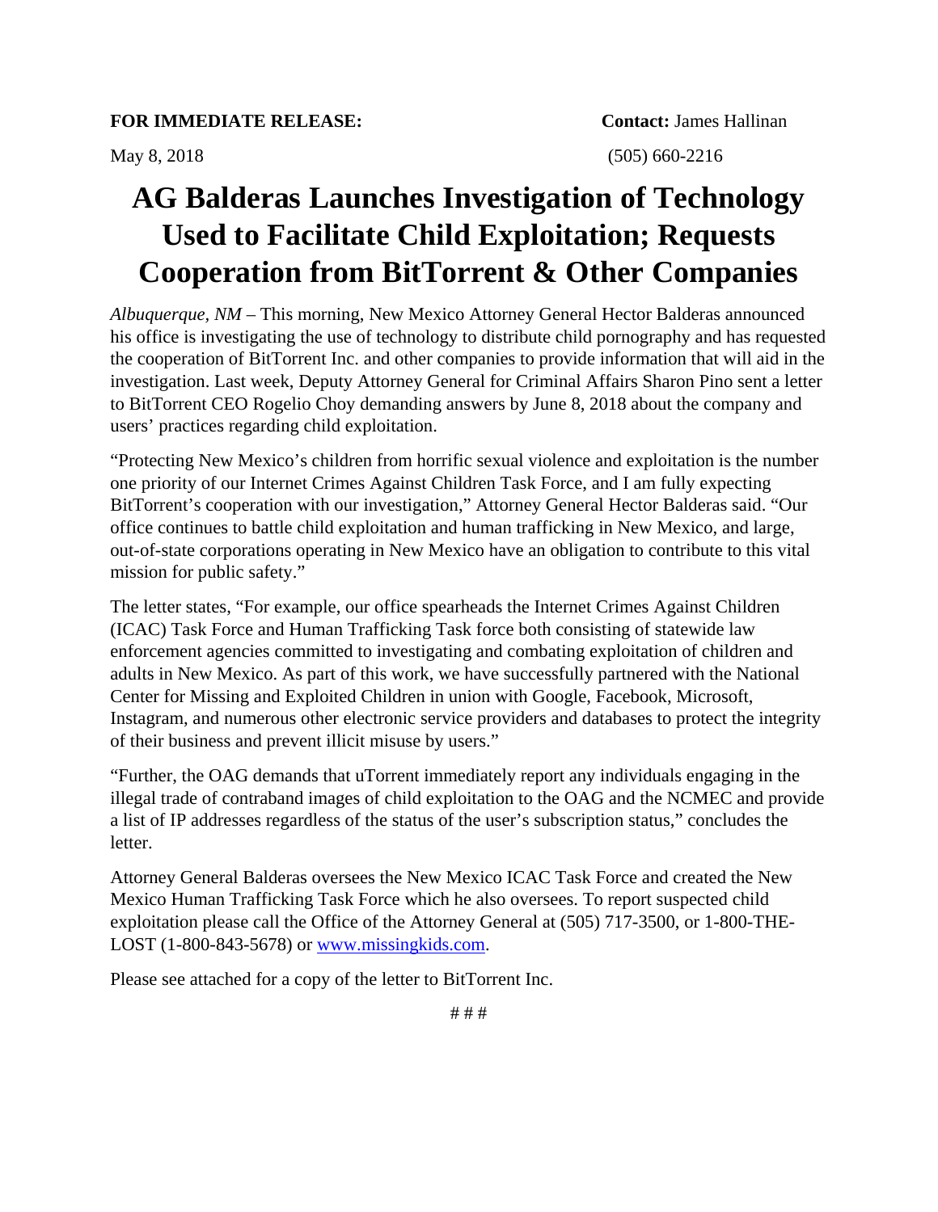**FOR IMMEDIATE RELEASE:** **Contact:** James Hallinan

May 8, 2018 (505) 660-2216

# AG Balderas Launches Investigation of Technology Used to Facilitate Child Exploitation; Requests Cooperation from BitTorrent & Other Companies

*Albuquerque, NM* – This morning, New Mexico Attorney General Hector Balderas announced his office is investigating the use of technology to distribute child pornography and has requested the cooperation of BitTorrent Inc. and other companies to provide information that will aid in the investigation. Last week, Deputy Attorney General for Criminal Affairs Sharon Pino sent a letter to BitTorrent CEO Rogelio Choy demanding answers by June 8, 2018 about the company and users' practices regarding child exploitation.

"Protecting New Mexico's children from horrific sexual violence and exploitation is the number one priority of our Internet Crimes Against Children Task Force, and I am fully expecting BitTorrent's cooperation with our investigation," Attorney General Hector Balderas said. "Our office continues to battle child exploitation and human trafficking in New Mexico, and large, out-of-state corporations operating in New Mexico have an obligation to contribute to this vital mission for public safety."

The letter states, "For example, our office spearheads the Internet Crimes Against Children (ICAC) Task Force and Human Trafficking Task force both consisting of statewide law enforcement agencies committed to investigating and combating exploitation of children and adults in New Mexico. As part of this work, we have successfully partnered with the National Center for Missing and Exploited Children in union with Google, Facebook, Microsoft, Instagram, and numerous other electronic service providers and databases to protect the integrity of their business and prevent illicit misuse by users."

"Further, the OAG demands that uTorrent immediately report any individuals engaging in the illegal trade of contraband images of child exploitation to the OAG and the NCMEC and provide a list of IP addresses regardless of the status of the user's subscription status," concludes the letter.

Attorney General Balderas oversees the New Mexico ICAC Task Force and created the New Mexico Human Trafficking Task Force which he also oversees. To report suspected child exploitation please call the Office of the Attorney General at (505) 717-3500, or 1-800-THE-LOST (1-800-843-5678) or [www.missingkids.com](http://www.missingkids.com).

Please see attached for a copy of the letter to BitTorrent Inc.

# # #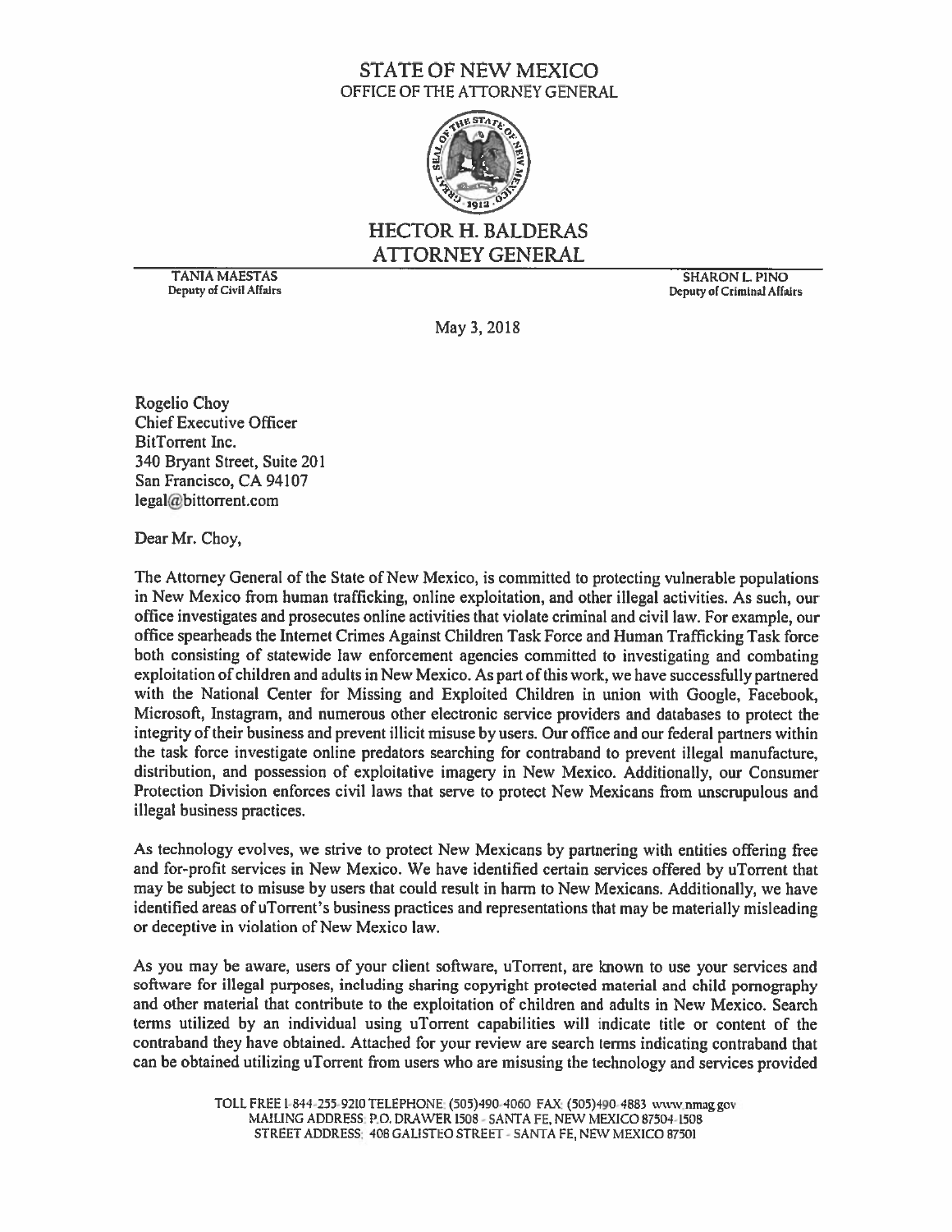# STATE OF NEW MEXICO
OFFICE OF THE ATTORNEY GENERAL

# HECTOR H. BALDERAS
## ATTORNEY GENERAL

TANIA MAESTAS
Deputy of Civil Affairs

SHARON L. PINO
Deputy of Criminal Affairs

May 3, 2018

Rogelio Choy
Chief Executive Officer
BitTorrent Inc.
340 Bryant Street, Suite 201
San Francisco, CA 94107
legal@bittorrent.com

Dear Mr. Choy,

The Attorney General of the State of New Mexico, is committed to protecting vulnerable populations in New Mexico from human trafficking, online exploitation, and other illegal activities. As such, our office investigates and prosecutes online activities that violate criminal and civil law. For example, our office spearheads the Internet Crimes Against Children Task Force and Human Trafficking Task force both consisting of statewide law enforcement agencies committed to investigating and combating exploitation of children and adults in New Mexico. As part of this work, we have successfully partnered with the National Center for Missing and Exploited Children in union with Google, Facebook, Microsoft, Instagram, and numerous other electronic service providers and databases to protect the integrity of their business and prevent illicit misuse by users. Our office and our federal partners within the task force investigate online predators searching for contraband to prevent illegal manufacture, distribution, and possession of exploitative imagery in New Mexico. Additionally, our Consumer Protection Division enforces civil laws that serve to protect New Mexicans from unscrupulous and illegal business practices.

As technology evolves, we strive to protect New Mexicans by partnering with entities offering free and for-profit services in New Mexico. We have identified certain services offered by uTorrent that may be subject to misuse by users that could result in harm to New Mexicans. Additionally, we have identified areas of uTorrent's business practices and representations that may be materially misleading or deceptive in violation of New Mexico law.

As you may be aware, users of your client software, uTorrent, are known to use your services and software for illegal purposes, including sharing copyright protected material and child pornography and other material that contribute to the exploitation of children and adults in New Mexico. Search terms utilized by an individual using uTorrent capabilities will indicate title or content of the contraband they have obtained. Attached for your review are search terms indicating contraband that can be obtained utilizing uTorrent from users who are misusing the technology and services provided

TOLL FREE 1-844-255-9210 TELEPHONE: (505)490-4060 FAX: (505)490-4883 www.nmag.gov
MAILING ADDRESS: P.O. DRAWER 1508 - SANTA FE, NEW MEXICO 87504-1508
STREET ADDRESS: 408 GALISTEO STREET - SANTA FE, NEW MEXICO 87501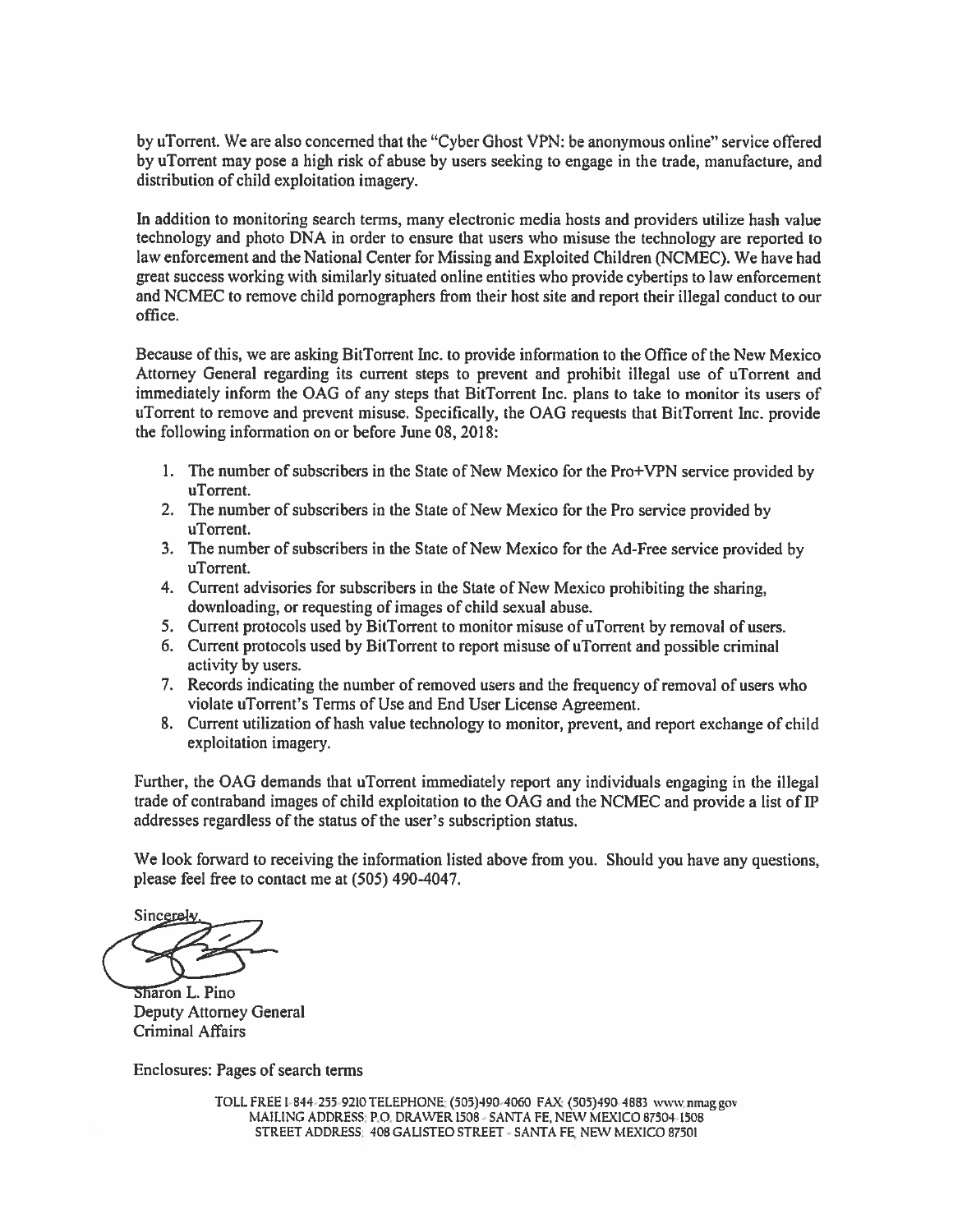by uTorrent. We are also concerned that the "Cyber Ghost VPN: be anonymous online" service offered by uTorrent may pose a high risk of abuse by users seeking to engage in the trade, manufacture, and distribution of child exploitation imagery.

In addition to monitoring search terms, many electronic media hosts and providers utilize hash value technology and photo DNA in order to ensure that users who misuse the technology are reported to law enforcement and the National Center for Missing and Exploited Children (NCMEC). We have had great success working with similarly situated online entities who provide cybertips to law enforcement and NCMEC to remove child pornographers from their host site and report their illegal conduct to our office.

Because of this, we are asking BitTorrent Inc. to provide information to the Office of the New Mexico Attorney General regarding its current steps to prevent and prohibit illegal use of uTorrent and immediately inform the OAG of any steps that BitTorrent Inc. plans to take to monitor its users of uTorrent to remove and prevent misuse. Specifically, the OAG requests that BitTorrent Inc. provide the following information on or before June 08, 2018:

1. The number of subscribers in the State of New Mexico for the Pro+VPN service provided by uTorrent.
2. The number of subscribers in the State of New Mexico for the Pro service provided by uTorrent.
3. The number of subscribers in the State of New Mexico for the Ad-Free service provided by uTorrent.
4. Current advisories for subscribers in the State of New Mexico prohibiting the sharing, downloading, or requesting of images of child sexual abuse.
5. Current protocols used by BitTorrent to monitor misuse of uTorrent by removal of users.
6. Current protocols used by BitTorrent to report misuse of uTorrent and possible criminal activity by users.
7. Records indicating the number of removed users and the frequency of removal of users who violate uTorrent's Terms of Use and End User License Agreement.
8. Current utilization of hash value technology to monitor, prevent, and report exchange of child exploitation imagery.

Further, the OAG demands that uTorrent immediately report any individuals engaging in the illegal trade of contraband images of child exploitation to the OAG and the NCMEC and provide a list of IP addresses regardless of the status of the user's subscription status.

We look forward to receiving the information listed above from you. Should you have any questions, please feel free to contact me at (505) 490-4047.

Sincerely,

Sharon L. Pino
Deputy Attorney General
Criminal Affairs

Enclosures: Pages of search terms

TOLL FREE 1-844-255-9210 TELEPHONE: (505)490-4060 FAX: (505)490-4883 www.nmag.gov
MAILING ADDRESS: P.O. DRAWER 1508 - SANTA FE, NEW MEXICO 87504-1508
STREET ADDRESS: 408 GALISTEO STREET - SANTA FE, NEW MEXICO 87501